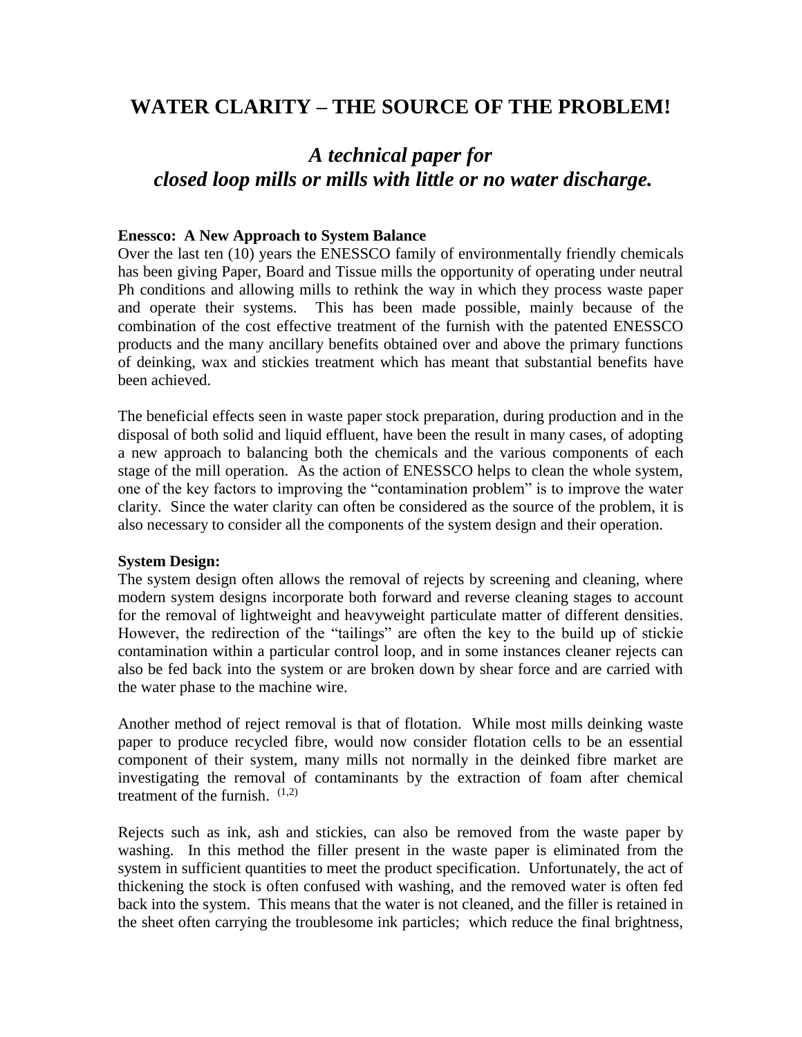# WATER CLARITY – THE SOURCE OF THE PROBLEM!

## *A technical paper for closed loop mills or mills with little or no water discharge.*

**Enessco: A New Approach to System Balance**

Over the last ten (10) years the ENESSCO family of environmentally friendly chemicals has been giving Paper, Board and Tissue mills the opportunity of operating under neutral Ph conditions and allowing mills to rethink the way in which they process waste paper and operate their systems. This has been made possible, mainly because of the combination of the cost effective treatment of the furnish with the patented ENESSCO products and the many ancillary benefits obtained over and above the primary functions of deinking, wax and stickies treatment which has meant that substantial benefits have been achieved.

The beneficial effects seen in waste paper stock preparation, during production and in the disposal of both solid and liquid effluent, have been the result in many cases, of adopting a new approach to balancing both the chemicals and the various components of each stage of the mill operation. As the action of ENESSCO helps to clean the whole system, one of the key factors to improving the "contamination problem" is to improve the water clarity. Since the water clarity can often be considered as the source of the problem, it is also necessary to consider all the components of the system design and their operation.

**System Design:**

The system design often allows the removal of rejects by screening and cleaning, where modern system designs incorporate both forward and reverse cleaning stages to account for the removal of lightweight and heavyweight particulate matter of different densities. However, the redirection of the "tailings" are often the key to the build up of stickie contamination within a particular control loop, and in some instances cleaner rejects can also be fed back into the system or are broken down by shear force and are carried with the water phase to the machine wire.

Another method of reject removal is that of flotation. While most mills deinking waste paper to produce recycled fibre, would now consider flotation cells to be an essential component of their system, many mills not normally in the deinked fibre market are investigating the removal of contaminants by the extraction of foam after chemical treatment of the furnish. [1,2]

Rejects such as ink, ash and stickies, can also be removed from the waste paper by washing. In this method the filler present in the waste paper is eliminated from the system in sufficient quantities to meet the product specification. Unfortunately, the act of thickening the stock is often confused with washing, and the removed water is often fed back into the system. This means that the water is not cleaned, and the filler is retained in the sheet often carrying the troublesome ink particles; which reduce the final brightness,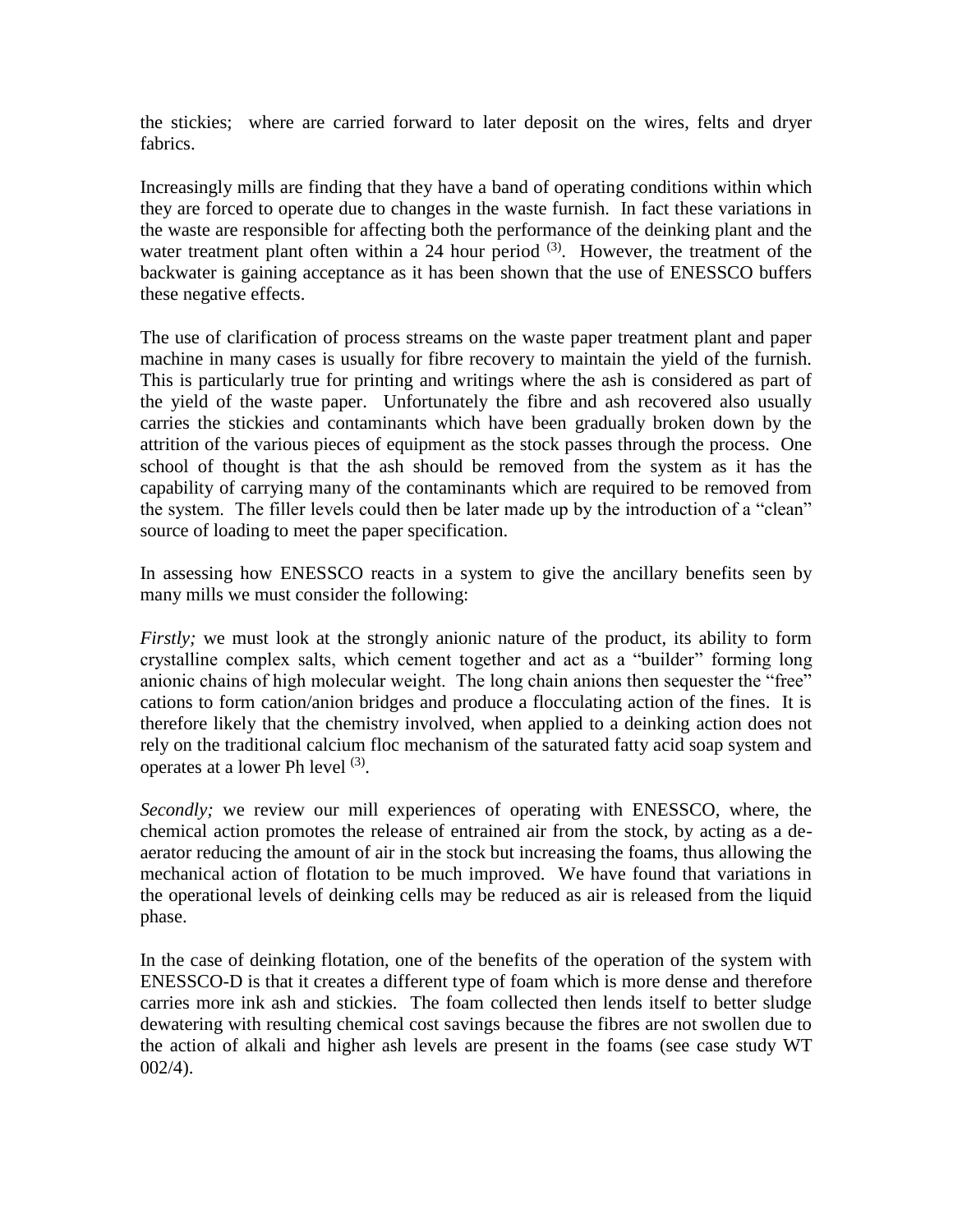the stickies; where are carried forward to later deposit on the wires, felts and dryer fabrics.

Increasingly mills are finding that they have a band of operating conditions within which they are forced to operate due to changes in the waste furnish. In fact these variations in the waste are responsible for affecting both the performance of the deinking plant and the water treatment plant often within a 24 hour period [3]. However, the treatment of the backwater is gaining acceptance as it has been shown that the use of ENESSCO buffers these negative effects.

The use of clarification of process streams on the waste paper treatment plant and paper machine in many cases is usually for fibre recovery to maintain the yield of the furnish. This is particularly true for printing and writings where the ash is considered as part of the yield of the waste paper. Unfortunately the fibre and ash recovered also usually carries the stickies and contaminants which have been gradually broken down by the attrition of the various pieces of equipment as the stock passes through the process. One school of thought is that the ash should be removed from the system as it has the capability of carrying many of the contaminants which are required to be removed from the system. The filler levels could then be later made up by the introduction of a "clean" source of loading to meet the paper specification.

In assessing how ENESSCO reacts in a system to give the ancillary benefits seen by many mills we must consider the following:

*Firstly;* we must look at the strongly anionic nature of the product, its ability to form crystalline complex salts, which cement together and act as a "builder" forming long anionic chains of high molecular weight. The long chain anions then sequester the "free" cations to form cation/anion bridges and produce a flocculating action of the fines. It is therefore likely that the chemistry involved, when applied to a deinking action does not rely on the traditional calcium floc mechanism of the saturated fatty acid soap system and operates at a lower Ph level [3].

*Secondly;* we review our mill experiences of operating with ENESSCO, where, the chemical action promotes the release of entrained air from the stock, by acting as a de-aerator reducing the amount of air in the stock but increasing the foams, thus allowing the mechanical action of flotation to be much improved. We have found that variations in the operational levels of deinking cells may be reduced as air is released from the liquid phase.

In the case of deinking flotation, one of the benefits of the operation of the system with ENESSCO-D is that it creates a different type of foam which is more dense and therefore carries more ink ash and stickies. The foam collected then lends itself to better sludge dewatering with resulting chemical cost savings because the fibres are not swollen due to the action of alkali and higher ash levels are present in the foams (see case study WT 002/4).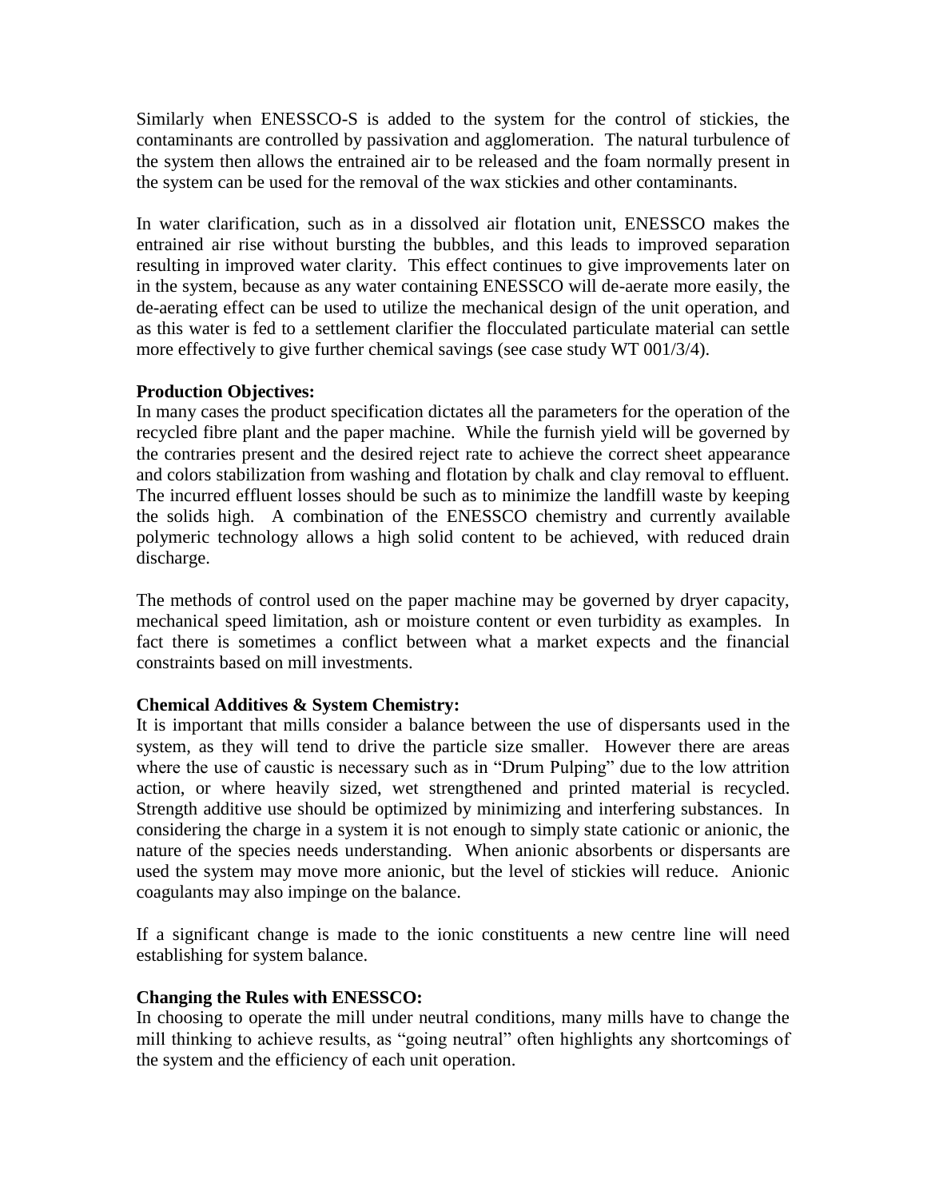Similarly when ENESSCO-S is added to the system for the control of stickies, the contaminants are controlled by passivation and agglomeration. The natural turbulence of the system then allows the entrained air to be released and the foam normally present in the system can be used for the removal of the wax stickies and other contaminants.

In water clarification, such as in a dissolved air flotation unit, ENESSCO makes the entrained air rise without bursting the bubbles, and this leads to improved separation resulting in improved water clarity. This effect continues to give improvements later on in the system, because as any water containing ENESSCO will de-aerate more easily, the de-aerating effect can be used to utilize the mechanical design of the unit operation, and as this water is fed to a settlement clarifier the flocculated particulate material can settle more effectively to give further chemical savings (see case study WT 001/3/4).

**Production Objectives:**

In many cases the product specification dictates all the parameters for the operation of the recycled fibre plant and the paper machine. While the furnish yield will be governed by the contraries present and the desired reject rate to achieve the correct sheet appearance and colors stabilization from washing and flotation by chalk and clay removal to effluent. The incurred effluent losses should be such as to minimize the landfill waste by keeping the solids high. A combination of the ENESSCO chemistry and currently available polymeric technology allows a high solid content to be achieved, with reduced drain discharge.

The methods of control used on the paper machine may be governed by dryer capacity, mechanical speed limitation, ash or moisture content or even turbidity as examples. In fact there is sometimes a conflict between what a market expects and the financial constraints based on mill investments.

**Chemical Additives & System Chemistry:**

It is important that mills consider a balance between the use of dispersants used in the system, as they will tend to drive the particle size smaller. However there are areas where the use of caustic is necessary such as in "Drum Pulping" due to the low attrition action, or where heavily sized, wet strengthened and printed material is recycled. Strength additive use should be optimized by minimizing and interfering substances. In considering the charge in a system it is not enough to simply state cationic or anionic, the nature of the species needs understanding. When anionic absorbents or dispersants are used the system may move more anionic, but the level of stickies will reduce. Anionic coagulants may also impinge on the balance.

If a significant change is made to the ionic constituents a new centre line will need establishing for system balance.

**Changing the Rules with ENESSCO:**

In choosing to operate the mill under neutral conditions, many mills have to change the mill thinking to achieve results, as "going neutral" often highlights any shortcomings of the system and the efficiency of each unit operation.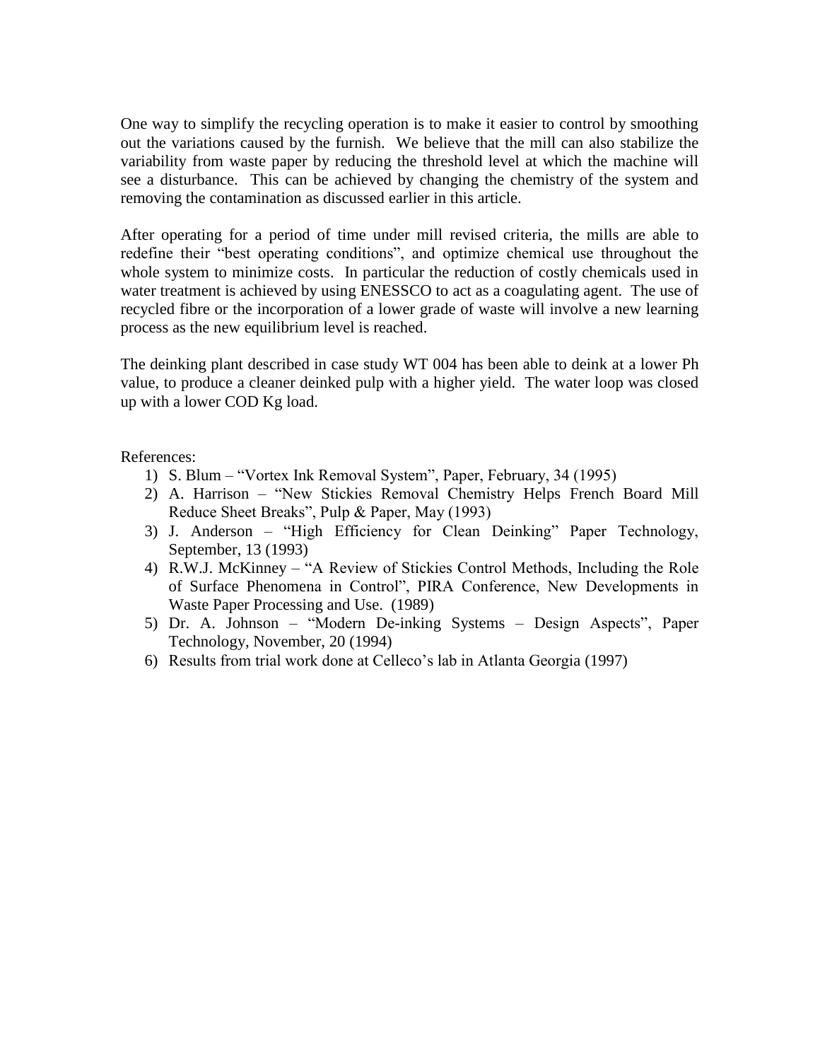One way to simplify the recycling operation is to make it easier to control by smoothing out the variations caused by the furnish. We believe that the mill can also stabilize the variability from waste paper by reducing the threshold level at which the machine will see a disturbance. This can be achieved by changing the chemistry of the system and removing the contamination as discussed earlier in this article.

After operating for a period of time under mill revised criteria, the mills are able to redefine their "best operating conditions", and optimize chemical use throughout the whole system to minimize costs. In particular the reduction of costly chemicals used in water treatment is achieved by using ENESSCO to act as a coagulating agent. The use of recycled fibre or the incorporation of a lower grade of waste will involve a new learning process as the new equilibrium level is reached.

The deinking plant described in case study WT 004 has been able to deink at a lower Ph value, to produce a cleaner deinked pulp with a higher yield. The water loop was closed up with a lower COD Kg load.

References:

1) S. Blum – "Vortex Ink Removal System", Paper, February, 34 (1995)
2) A. Harrison – "New Stickies Removal Chemistry Helps French Board Mill Reduce Sheet Breaks", Pulp & Paper, May (1993)
3) J. Anderson – "High Efficiency for Clean Deinking" Paper Technology, September, 13 (1993)
4) R.W.J. McKinney – "A Review of Stickies Control Methods, Including the Role of Surface Phenomena in Control", PIRA Conference, New Developments in Waste Paper Processing and Use. (1989)
5) Dr. A. Johnson – "Modern De-inking Systems – Design Aspects", Paper Technology, November, 20 (1994)
6) Results from trial work done at Celleco's lab in Atlanta Georgia (1997)